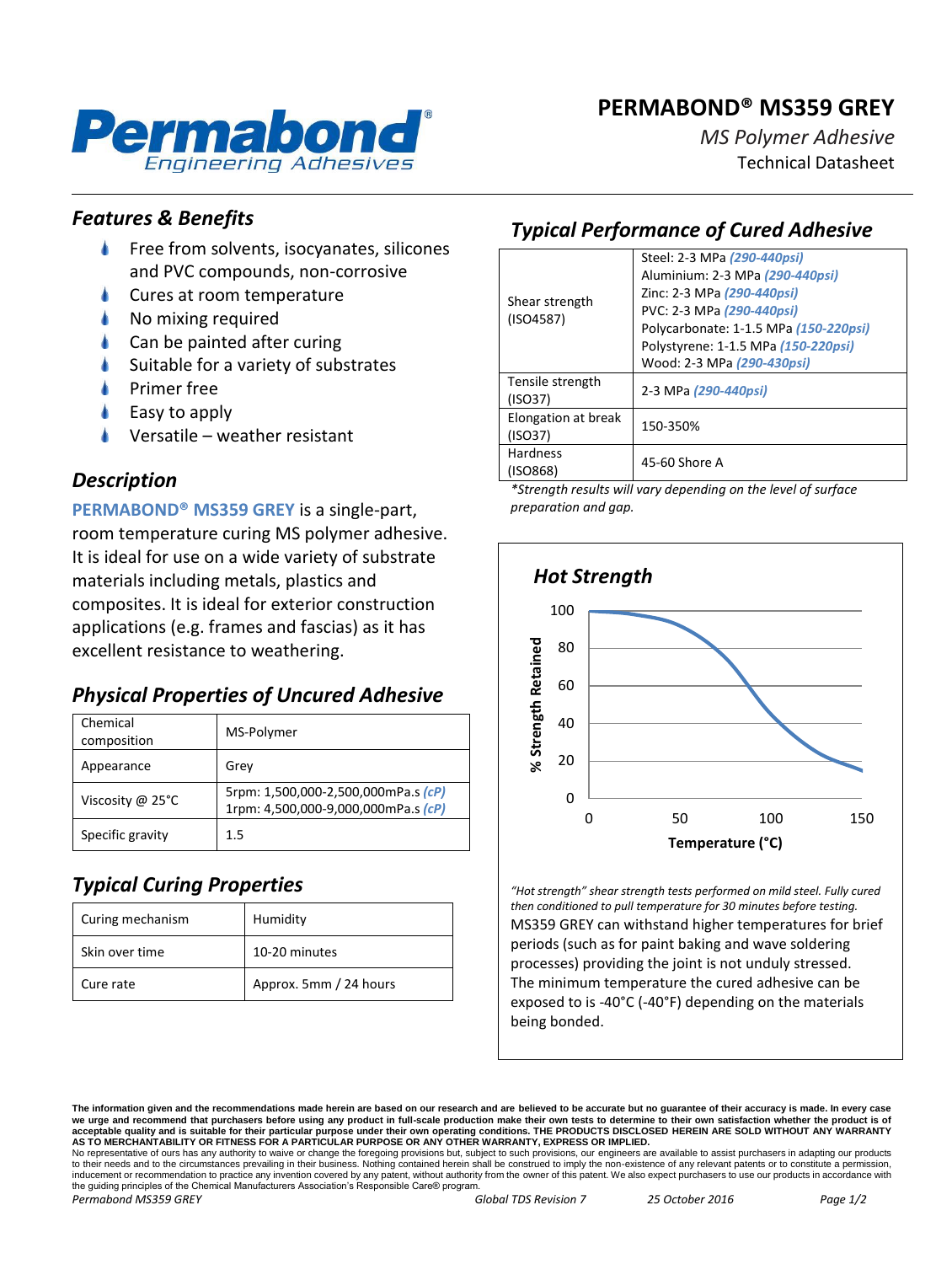# PERMABOND® MS359 GREY

*MS Polymer Adhesive*

Technical Datasheet

## Features & Benefits

- Free from solvents, isocyanates, silicones and PVC compounds, non-corrosive
- Cures at room temperature
- No mixing required
- Can be painted after curing
- Suitable for a variety of substrates
- Primer free
- Easy to apply
- Versatile – weather resistant

## Description

**PERMABOND® MS359 GREY** is a single-part, room temperature curing MS polymer adhesive. It is ideal for use on a wide variety of substrate materials including metals, plastics and composites. It is ideal for exterior construction applications (e.g. frames and fascias) as it has excellent resistance to weathering.

## Physical Properties of Uncured Adhesive

| Property | Value |
|---|---|
| Chemical composition | MS-Polymer |
| Appearance | Grey |
| Viscosity @ 25°C | 5rpm: 1,500,000-2,500,000mPa.s *(cP)*<br>1rpm: 4,500,000-9,000,000mPa.s *(cP)* |
| Specific gravity | 1.5 |

## Typical Curing Properties

| Property | Value |
|---|---|
| Curing mechanism | Humidity |
| Skin over time | 10-20 minutes |
| Cure rate | Approx. 5mm / 24 hours |

## Typical Performance of Cured Adhesive

| Property | Value |
|---|---|
| Shear strength (ISO4587) | Steel: 2-3 MPa *(290-440psi)*<br>Aluminium: 2-3 MPa *(290-440psi)*<br>Zinc: 2-3 MPa *(290-440psi)*<br>PVC: 2-3 MPa *(290-440psi)*<br>Polycarbonate: 1-1.5 MPa *(150-220psi)*<br>Polystyrene: 1-1.5 MPa *(150-220psi)*<br>Wood: 2-3 MPa *(290-430psi)* |
| Tensile strength (ISO37) | 2-3 MPa *(290-440psi)* |
| Elongation at break (ISO37) | 150-350% |
| Hardness (ISO868) | 45-60 Shore A |

*\*Strength results will vary depending on the level of surface preparation and gap.*

### Hot Strength

(Chart: % Strength Retained (0–100) vs Temperature (°C) (0–150))

*"Hot strength" shear strength tests performed on mild steel. Fully cured then conditioned to pull temperature for 30 minutes before testing.*

MS359 GREY can withstand higher temperatures for brief periods (such as for paint baking and wave soldering processes) providing the joint is not unduly stressed. The minimum temperature the cured adhesive can be exposed to is -40°C (-40°F) depending on the materials being bonded.

**The information given and the recommendations made herein are based on our research and are believed to be accurate but no guarantee of their accuracy is made. In every case we urge and recommend that purchasers before using any product in full-scale production make their own tests to determine to their own satisfaction whether the product is of acceptable quality and is suitable for their particular purpose under their own operating conditions. THE PRODUCTS DISCLOSED HEREIN ARE SOLD WITHOUT ANY WARRANTY AS TO MERCHANTABILITY OR FITNESS FOR A PARTICULAR PURPOSE OR ANY OTHER WARRANTY, EXPRESS OR IMPLIED.**

No representative of ours has any authority to waive or change the foregoing provisions but, subject to such provisions, our engineers are available to assist purchasers in adapting our products to their needs and to the circumstances prevailing in their business. Nothing contained herein shall be construed to imply the non-existence of any relevant patents or to constitute a permission, inducement or recommendation to practice any invention covered by any patent, without authority from the owner of this patent. We also expect purchasers to use our products in accordance with the guiding principles of the Chemical Manufacturers Association's Responsible Care® program.

*Permabond MS359 GREY* *Global TDS Revision 7* *25 October 2016*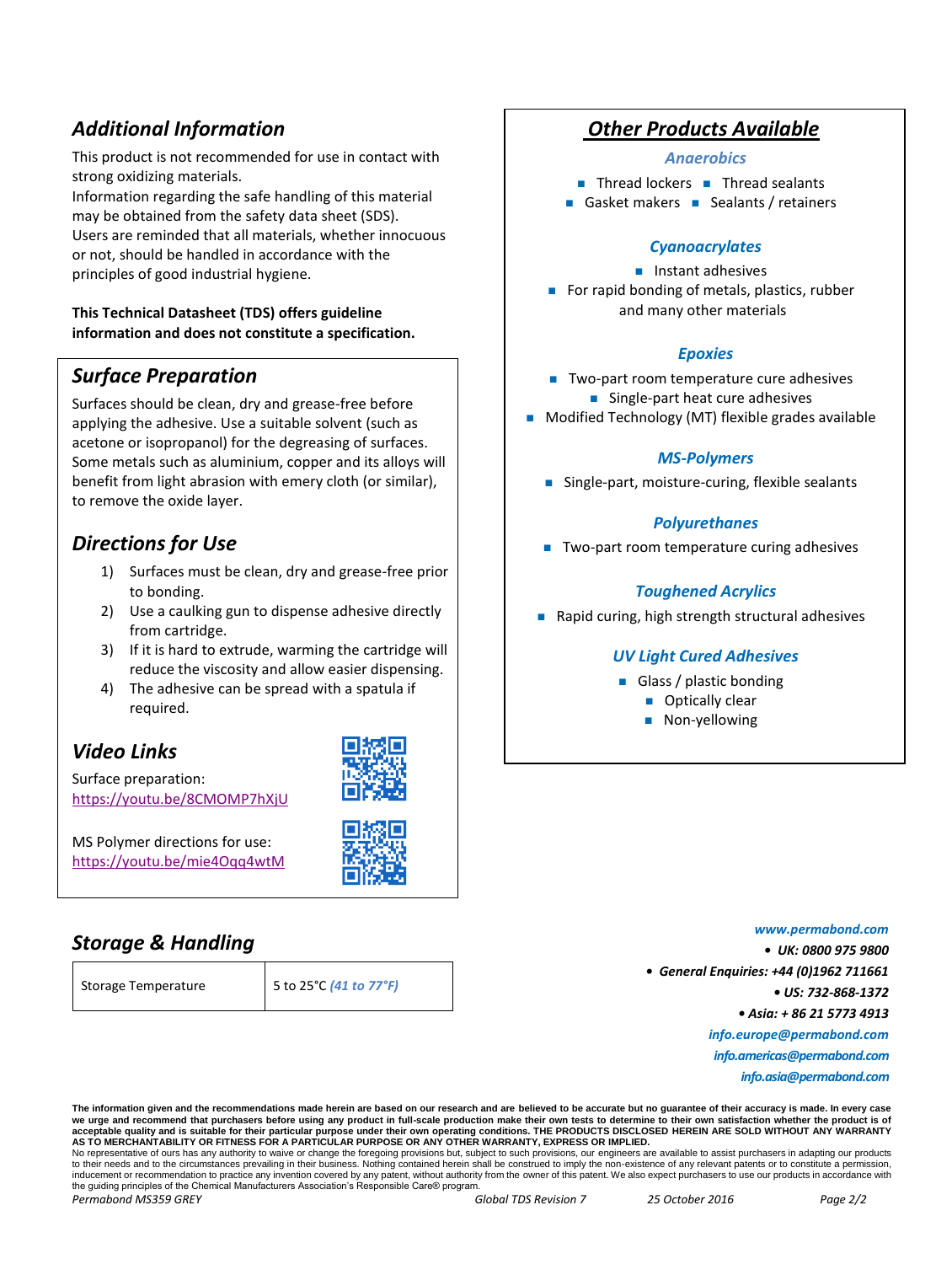## *Additional Information*

This product is not recommended for use in contact with strong oxidizing materials.
Information regarding the safe handling of this material may be obtained from the safety data sheet (SDS).
Users are reminded that all materials, whether innocuous or not, should be handled in accordance with the principles of good industrial hygiene.

**This Technical Datasheet (TDS) offers guideline information and does not constitute a specification.**

## *Surface Preparation*

Surfaces should be clean, dry and grease-free before applying the adhesive. Use a suitable solvent (such as acetone or isopropanol) for the degreasing of surfaces. Some metals such as aluminium, copper and its alloys will benefit from light abrasion with emery cloth (or similar), to remove the oxide layer.

## *Directions for Use*

1) Surfaces must be clean, dry and grease-free prior to bonding.
2) Use a caulking gun to dispense adhesive directly from cartridge.
3) If it is hard to extrude, warming the cartridge will reduce the viscosity and allow easier dispensing.
4) The adhesive can be spread with a spatula if required.

## *Video Links*

Surface preparation:
https://youtu.be/8CMOMP7hXjU

MS Polymer directions for use:
https://youtu.be/mie4Oqq4wtM

## *Storage & Handling*

| | |
|---|---|
| Storage Temperature | 5 to 25°C *(41 to 77°F)* |

## *Other Products Available*

### *Anaerobics*

- Thread lockers
- Thread sealants
- Gasket makers
- Sealants / retainers

### *Cyanoacrylates*

- Instant adhesives
- For rapid bonding of metals, plastics, rubber and many other materials

### *Epoxies*

- Two-part room temperature cure adhesives
- Single-part heat cure adhesives
- Modified Technology (MT) flexible grades available

### *MS-Polymers*

- Single-part, moisture-curing, flexible sealants

### *Polyurethanes*

- Two-part room temperature curing adhesives

### *Toughened Acrylics*

- Rapid curing, high strength structural adhesives

### *UV Light Cured Adhesives*

- Glass / plastic bonding
- Optically clear
- Non-yellowing

*www.permabond.com*
- *UK: 0800 975 9800*
- *General Enquiries: +44 (0)1962 711661*
- *US: 732-868-1372*
- *Asia: + 86 21 5773 4913*

*info.europe@permabond.com*
*info.americas@permabond.com*
*info.asia@permabond.com*

**The information given and the recommendations made herein are based on our research and are believed to be accurate but no guarantee of their accuracy is made. In every case we urge and recommend that purchasers before using any product in full-scale production make their own tests to determine to their own satisfaction whether the product is of acceptable quality and is suitable for their particular purpose under their own operating conditions. THE PRODUCTS DISCLOSED HEREIN ARE SOLD WITHOUT ANY WARRANTY AS TO MERCHANTABILITY OR FITNESS FOR A PARTICULAR PURPOSE OR ANY OTHER WARRANTY, EXPRESS OR IMPLIED.**
No representative of ours has any authority to waive or change the foregoing provisions but, subject to such provisions, our engineers are available to assist purchasers in adapting our products to their needs and to the circumstances prevailing in their business. Nothing contained herein shall be construed to imply the non-existence of any relevant patents or to constitute a permission, inducement or recommendation to practice any invention covered by any patent, without authority from the owner of this patent. We also expect purchasers to use our products in accordance with the guiding principles of the Chemical Manufacturers Association's Responsible Care® program.

*Permabond MS359 GREY* *Global TDS Revision 7* *25 October 2016*